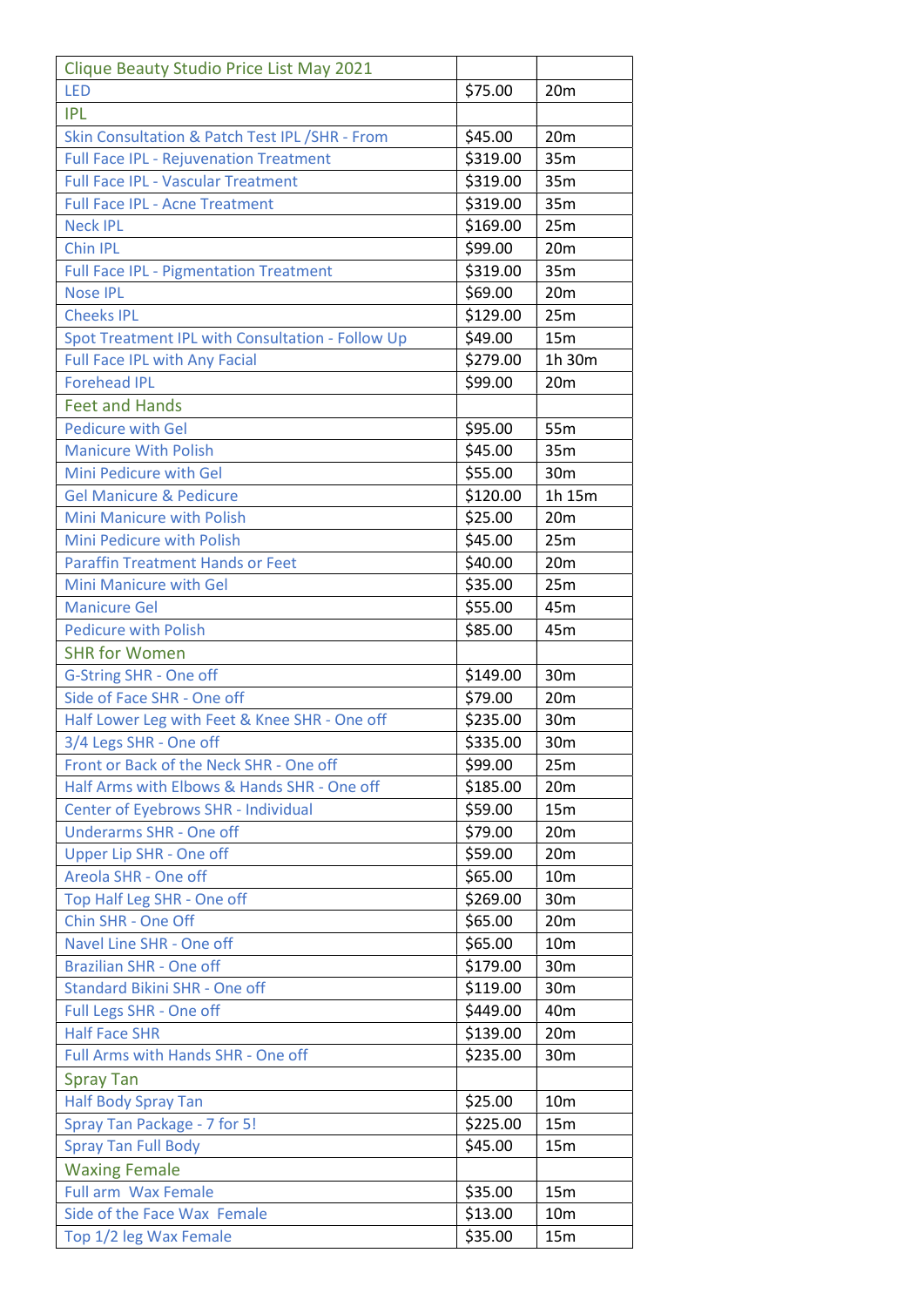| Clique Beauty Studio Price List May 2021 | | |
|---|---|---|
| LED | $75.00 | 20m |
| IPL | | |
| Skin Consultation & Patch Test IPL /SHR - From | $45.00 | 20m |
| Full Face IPL - Rejuvenation Treatment | $319.00 | 35m |
| Full Face IPL - Vascular Treatment | $319.00 | 35m |
| Full Face IPL - Acne Treatment | $319.00 | 35m |
| Neck IPL | $169.00 | 25m |
| Chin IPL | $99.00 | 20m |
| Full Face IPL - Pigmentation Treatment | $319.00 | 35m |
| Nose IPL | $69.00 | 20m |
| Cheeks IPL | $129.00 | 25m |
| Spot Treatment IPL with Consultation - Follow Up | $49.00 | 15m |
| Full Face IPL with Any Facial | $279.00 | 1h 30m |
| Forehead IPL | $99.00 | 20m |
| Feet and Hands | | |
| Pedicure with Gel | $95.00 | 55m |
| Manicure With Polish | $45.00 | 35m |
| Mini Pedicure with Gel | $55.00 | 30m |
| Gel Manicure & Pedicure | $120.00 | 1h 15m |
| Mini Manicure with Polish | $25.00 | 20m |
| Mini Pedicure with Polish | $45.00 | 25m |
| Paraffin Treatment Hands or Feet | $40.00 | 20m |
| Mini Manicure with Gel | $35.00 | 25m |
| Manicure Gel | $55.00 | 45m |
| Pedicure with Polish | $85.00 | 45m |
| SHR for Women | | |
| G-String SHR - One off | $149.00 | 30m |
| Side of Face SHR - One off | $79.00 | 20m |
| Half Lower Leg with Feet & Knee SHR - One off | $235.00 | 30m |
| 3/4 Legs SHR - One off | $335.00 | 30m |
| Front or Back of the Neck SHR - One off | $99.00 | 25m |
| Half Arms with Elbows & Hands SHR - One off | $185.00 | 20m |
| Center of Eyebrows SHR - Individual | $59.00 | 15m |
| Underarms SHR - One off | $79.00 | 20m |
| Upper Lip SHR - One off | $59.00 | 20m |
| Areola SHR - One off | $65.00 | 10m |
| Top Half Leg SHR - One off | $269.00 | 30m |
| Chin SHR - One Off | $65.00 | 20m |
| Navel Line SHR - One off | $65.00 | 10m |
| Brazilian SHR - One off | $179.00 | 30m |
| Standard Bikini SHR - One off | $119.00 | 30m |
| Full Legs SHR - One off | $449.00 | 40m |
| Half Face SHR | $139.00 | 20m |
| Full Arms with Hands SHR - One off | $235.00 | 30m |
| Spray Tan | | |
| Half Body Spray Tan | $25.00 | 10m |
| Spray Tan Package - 7 for 5! | $225.00 | 15m |
| Spray Tan Full Body | $45.00 | 15m |
| Waxing Female | | |
| Full arm Wax Female | $35.00 | 15m |
| Side of the Face Wax Female | $13.00 | 10m |
| Top 1/2 leg Wax Female | $35.00 | 15m |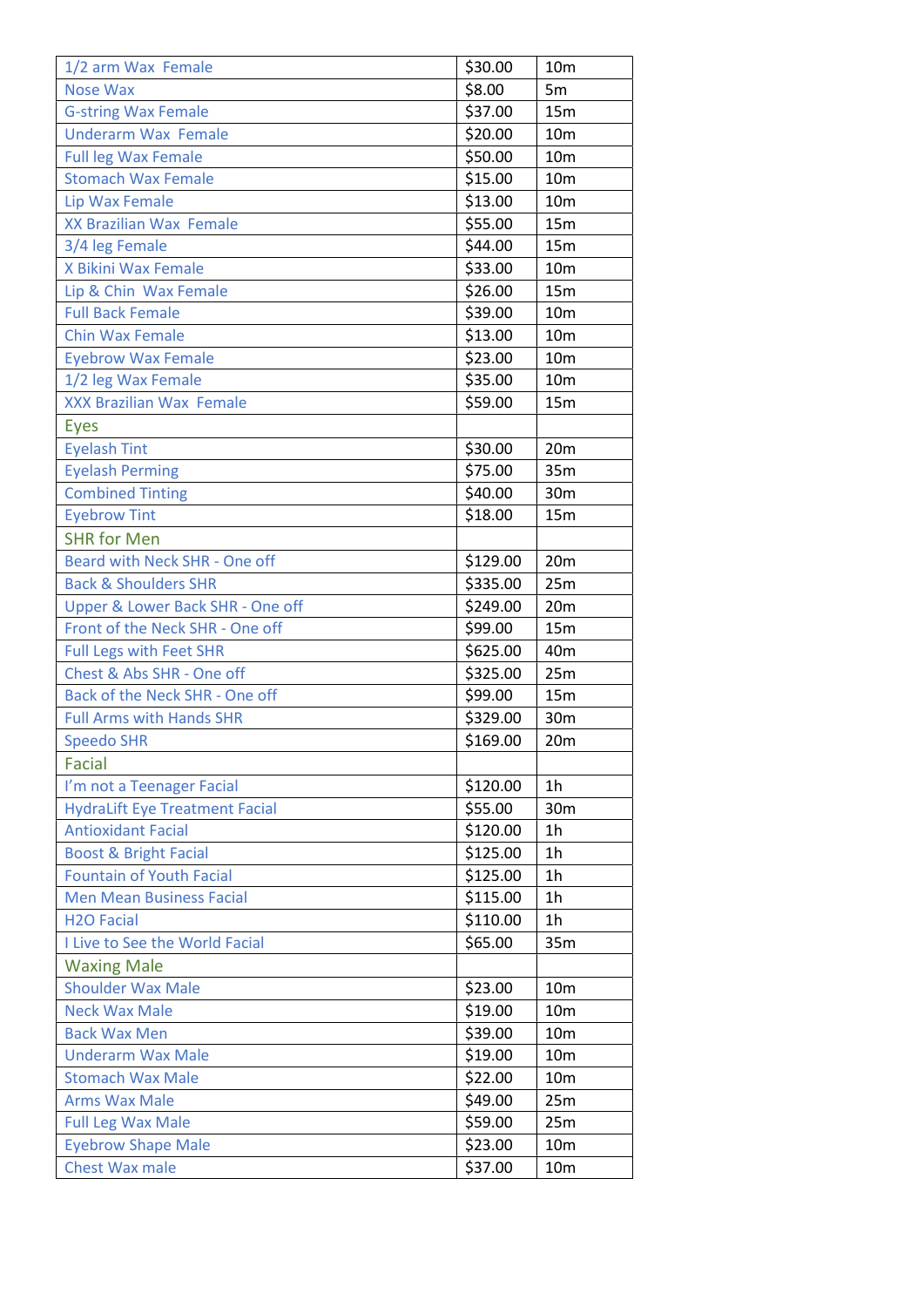| | | |
|---|---|---|
| 1/2 arm Wax  Female | $30.00 | 10m |
| Nose Wax | $8.00 | 5m |
| G-string Wax Female | $37.00 | 15m |
| Underarm Wax  Female | $20.00 | 10m |
| Full leg Wax Female | $50.00 | 10m |
| Stomach Wax Female | $15.00 | 10m |
| Lip Wax Female | $13.00 | 10m |
| XX Brazilian Wax  Female | $55.00 | 15m |
| 3/4 leg Female | $44.00 | 15m |
| X Bikini Wax Female | $33.00 | 10m |
| Lip & Chin  Wax Female | $26.00 | 15m |
| Full Back Female | $39.00 | 10m |
| Chin Wax Female | $13.00 | 10m |
| Eyebrow Wax Female | $23.00 | 10m |
| 1/2 leg Wax Female | $35.00 | 10m |
| XXX Brazilian Wax  Female | $59.00 | 15m |
| Eyes | | |
| Eyelash Tint | $30.00 | 20m |
| Eyelash Perming | $75.00 | 35m |
| Combined Tinting | $40.00 | 30m |
| Eyebrow Tint | $18.00 | 15m |
| SHR for Men | | |
| Beard with Neck SHR - One off | $129.00 | 20m |
| Back & Shoulders SHR | $335.00 | 25m |
| Upper & Lower Back SHR - One off | $249.00 | 20m |
| Front of the Neck SHR - One off | $99.00 | 15m |
| Full Legs with Feet SHR | $625.00 | 40m |
| Chest & Abs SHR - One off | $325.00 | 25m |
| Back of the Neck SHR - One off | $99.00 | 15m |
| Full Arms with Hands SHR | $329.00 | 30m |
| Speedo SHR | $169.00 | 20m |
| Facial | | |
| I'm not a Teenager Facial | $120.00 | 1h |
| HydraLift Eye Treatment Facial | $55.00 | 30m |
| Antioxidant Facial | $120.00 | 1h |
| Boost & Bright Facial | $125.00 | 1h |
| Fountain of Youth Facial | $125.00 | 1h |
| Men Mean Business Facial | $115.00 | 1h |
| H2O Facial | $110.00 | 1h |
| I Live to See the World Facial | $65.00 | 35m |
| Waxing Male | | |
| Shoulder Wax Male | $23.00 | 10m |
| Neck Wax Male | $19.00 | 10m |
| Back Wax Men | $39.00 | 10m |
| Underarm Wax Male | $19.00 | 10m |
| Stomach Wax Male | $22.00 | 10m |
| Arms Wax Male | $49.00 | 25m |
| Full Leg Wax Male | $59.00 | 25m |
| Eyebrow Shape Male | $23.00 | 10m |
| Chest Wax male | $37.00 | 10m |